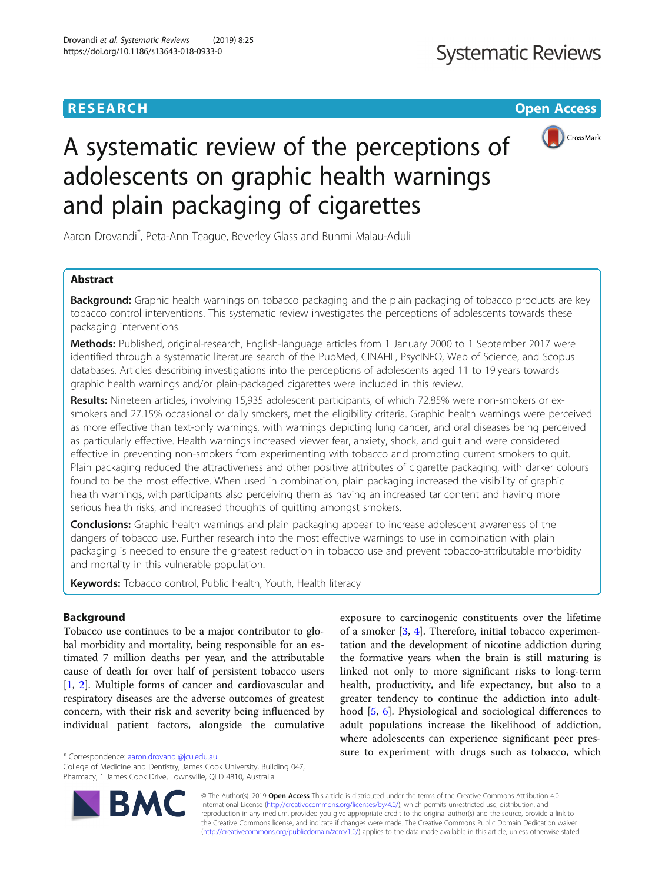RESEARCH

Open Access

# A systematic review of the perceptions of adolescents on graphic health warnings and plain packaging of cigarettes

Aaron Drovandi*, Peta-Ann Teague, Beverley Glass and Bunmi Malau-Aduli

## Abstract

**Background:** Graphic health warnings on tobacco packaging and the plain packaging of tobacco products are key tobacco control interventions. This systematic review investigates the perceptions of adolescents towards these packaging interventions.

**Methods:** Published, original-research, English-language articles from 1 January 2000 to 1 September 2017 were identified through a systematic literature search of the PubMed, CINAHL, PsycINFO, Web of Science, and Scopus databases. Articles describing investigations into the perceptions of adolescents aged 11 to 19 years towards graphic health warnings and/or plain-packaged cigarettes were included in this review.

**Results:** Nineteen articles, involving 15,935 adolescent participants, of which 72.85% were non-smokers or ex-smokers and 27.15% occasional or daily smokers, met the eligibility criteria. Graphic health warnings were perceived as more effective than text-only warnings, with warnings depicting lung cancer, and oral diseases being perceived as particularly effective. Health warnings increased viewer fear, anxiety, shock, and guilt and were considered effective in preventing non-smokers from experimenting with tobacco and prompting current smokers to quit. Plain packaging reduced the attractiveness and other positive attributes of cigarette packaging, with darker colours found to be the most effective. When used in combination, plain packaging increased the visibility of graphic health warnings, with participants also perceiving them as having an increased tar content and having more serious health risks, and increased thoughts of quitting amongst smokers.

**Conclusions:** Graphic health warnings and plain packaging appear to increase adolescent awareness of the dangers of tobacco use. Further research into the most effective warnings to use in combination with plain packaging is needed to ensure the greatest reduction in tobacco use and prevent tobacco-attributable morbidity and mortality in this vulnerable population.

**Keywords:** Tobacco control, Public health, Youth, Health literacy

## Background

Tobacco use continues to be a major contributor to global morbidity and mortality, being responsible for an estimated 7 million deaths per year, and the attributable cause of death for over half of persistent tobacco users [1, 2]. Multiple forms of cancer and cardiovascular and respiratory diseases are the adverse outcomes of greatest concern, with their risk and severity being influenced by individual patient factors, alongside the cumulative exposure to carcinogenic constituents over the lifetime of a smoker [3, 4]. Therefore, initial tobacco experimentation and the development of nicotine addiction during the formative years when the brain is still maturing is linked not only to more significant risks to long-term health, productivity, and life expectancy, but also to a greater tendency to continue the addiction into adulthood [5, 6]. Physiological and sociological differences to adult populations increase the likelihood of addiction, where adolescents can experience significant peer pressure to experiment with drugs such as tobacco, which

\* Correspondence: aaron.drovandi@jcu.edu.au
College of Medicine and Dentistry, James Cook University, Building 047, Pharmacy, 1 James Cook Drive, Townsville, QLD 4810, Australia

© The Author(s). 2019 **Open Access** This article is distributed under the terms of the Creative Commons Attribution 4.0 International License (http://creativecommons.org/licenses/by/4.0/), which permits unrestricted use, distribution, and reproduction in any medium, provided you give appropriate credit to the original author(s) and the source, provide a link to the Creative Commons license, and indicate if changes were made. The Creative Commons Public Domain Dedication waiver (http://creativecommons.org/publicdomain/zero/1.0/) applies to the data made available in this article, unless otherwise stated.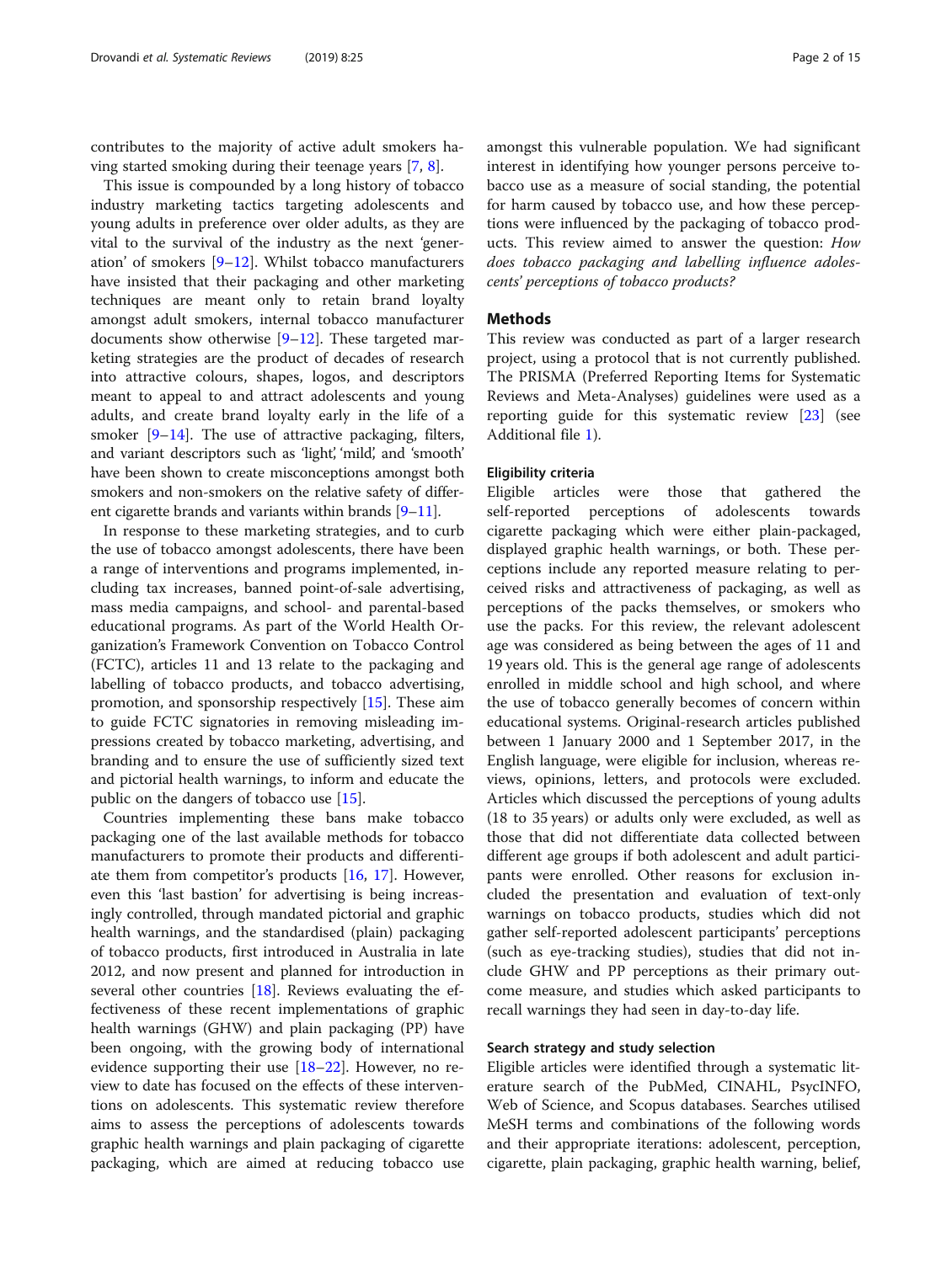contributes to the majority of active adult smokers having started smoking during their teenage years [7, 8].

This issue is compounded by a long history of tobacco industry marketing tactics targeting adolescents and young adults in preference over older adults, as they are vital to the survival of the industry as the next 'generation' of smokers [9–12]. Whilst tobacco manufacturers have insisted that their packaging and other marketing techniques are meant only to retain brand loyalty amongst adult smokers, internal tobacco manufacturer documents show otherwise [9–12]. These targeted marketing strategies are the product of decades of research into attractive colours, shapes, logos, and descriptors meant to appeal to and attract adolescents and young adults, and create brand loyalty early in the life of a smoker [9–14]. The use of attractive packaging, filters, and variant descriptors such as 'light', 'mild', and 'smooth' have been shown to create misconceptions amongst both smokers and non-smokers on the relative safety of different cigarette brands and variants within brands [9–11].

In response to these marketing strategies, and to curb the use of tobacco amongst adolescents, there have been a range of interventions and programs implemented, including tax increases, banned point-of-sale advertising, mass media campaigns, and school- and parental-based educational programs. As part of the World Health Organization's Framework Convention on Tobacco Control (FCTC), articles 11 and 13 relate to the packaging and labelling of tobacco products, and tobacco advertising, promotion, and sponsorship respectively [15]. These aim to guide FCTC signatories in removing misleading impressions created by tobacco marketing, advertising, and branding and to ensure the use of sufficiently sized text and pictorial health warnings, to inform and educate the public on the dangers of tobacco use [15].

Countries implementing these bans make tobacco packaging one of the last available methods for tobacco manufacturers to promote their products and differentiate them from competitor's products [16, 17]. However, even this 'last bastion' for advertising is being increasingly controlled, through mandated pictorial and graphic health warnings, and the standardised (plain) packaging of tobacco products, first introduced in Australia in late 2012, and now present and planned for introduction in several other countries [18]. Reviews evaluating the effectiveness of these recent implementations of graphic health warnings (GHW) and plain packaging (PP) have been ongoing, with the growing body of international evidence supporting their use [18–22]. However, no review to date has focused on the effects of these interventions on adolescents. This systematic review therefore aims to assess the perceptions of adolescents towards graphic health warnings and plain packaging of cigarette packaging, which are aimed at reducing tobacco use amongst this vulnerable population. We had significant interest in identifying how younger persons perceive tobacco use as a measure of social standing, the potential for harm caused by tobacco use, and how these perceptions were influenced by the packaging of tobacco products. This review aimed to answer the question: *How does tobacco packaging and labelling influence adolescents' perceptions of tobacco products?*

## Methods

This review was conducted as part of a larger research project, using a protocol that is not currently published. The PRISMA (Preferred Reporting Items for Systematic Reviews and Meta-Analyses) guidelines were used as a reporting guide for this systematic review [23] (see Additional file 1).

### Eligibility criteria

Eligible articles were those that gathered the self-reported perceptions of adolescents towards cigarette packaging which were either plain-packaged, displayed graphic health warnings, or both. These perceptions include any reported measure relating to perceived risks and attractiveness of packaging, as well as perceptions of the packs themselves, or smokers who use the packs. For this review, the relevant adolescent age was considered as being between the ages of 11 and 19 years old. This is the general age range of adolescents enrolled in middle school and high school, and where the use of tobacco generally becomes of concern within educational systems. Original-research articles published between 1 January 2000 and 1 September 2017, in the English language, were eligible for inclusion, whereas reviews, opinions, letters, and protocols were excluded. Articles which discussed the perceptions of young adults (18 to 35 years) or adults only were excluded, as well as those that did not differentiate data collected between different age groups if both adolescent and adult participants were enrolled. Other reasons for exclusion included the presentation and evaluation of text-only warnings on tobacco products, studies which did not gather self-reported adolescent participants' perceptions (such as eye-tracking studies), studies that did not include GHW and PP perceptions as their primary outcome measure, and studies which asked participants to recall warnings they had seen in day-to-day life.

### Search strategy and study selection

Eligible articles were identified through a systematic literature search of the PubMed, CINAHL, PsycINFO, Web of Science, and Scopus databases. Searches utilised MeSH terms and combinations of the following words and their appropriate iterations: adolescent, perception, cigarette, plain packaging, graphic health warning, belief,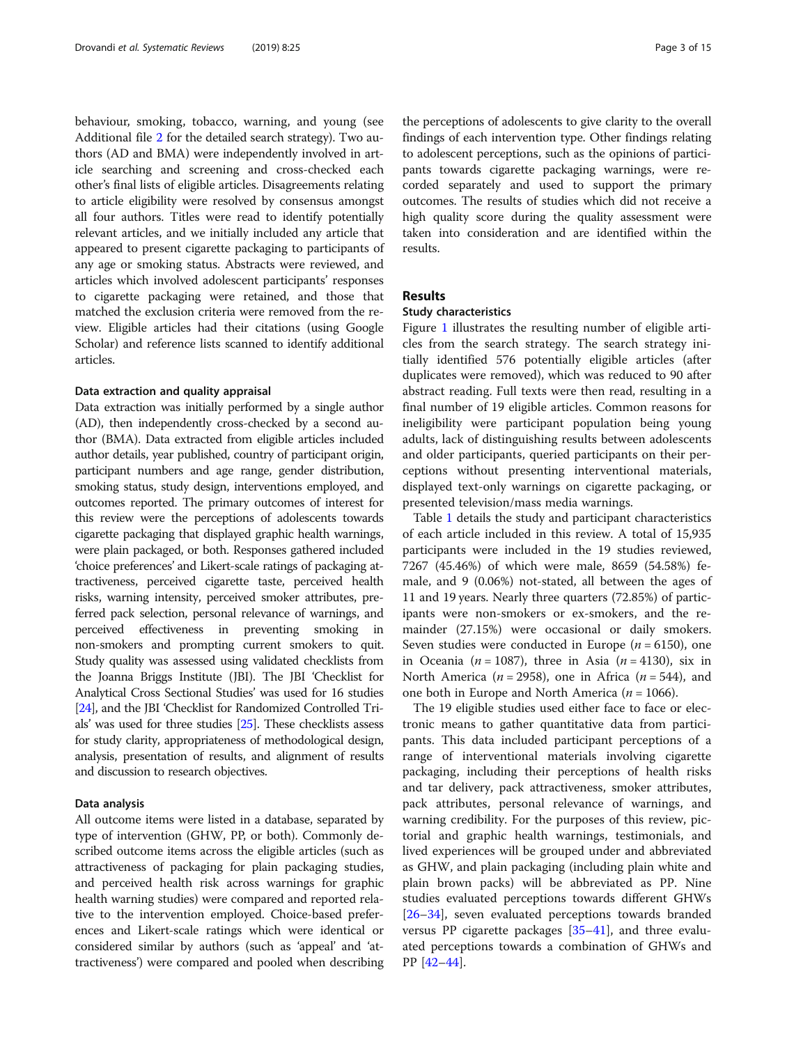behaviour, smoking, tobacco, warning, and young (see Additional file 2 for the detailed search strategy). Two authors (AD and BMA) were independently involved in article searching and screening and cross-checked each other's final lists of eligible articles. Disagreements relating to article eligibility were resolved by consensus amongst all four authors. Titles were read to identify potentially relevant articles, and we initially included any article that appeared to present cigarette packaging to participants of any age or smoking status. Abstracts were reviewed, and articles which involved adolescent participants' responses to cigarette packaging were retained, and those that matched the exclusion criteria were removed from the review. Eligible articles had their citations (using Google Scholar) and reference lists scanned to identify additional articles.

### Data extraction and quality appraisal

Data extraction was initially performed by a single author (AD), then independently cross-checked by a second author (BMA). Data extracted from eligible articles included author details, year published, country of participant origin, participant numbers and age range, gender distribution, smoking status, study design, interventions employed, and outcomes reported. The primary outcomes of interest for this review were the perceptions of adolescents towards cigarette packaging that displayed graphic health warnings, were plain packaged, or both. Responses gathered included 'choice preferences' and Likert-scale ratings of packaging attractiveness, perceived cigarette taste, perceived health risks, warning intensity, perceived smoker attributes, preferred pack selection, personal relevance of warnings, and perceived effectiveness in preventing smoking in non-smokers and prompting current smokers to quit. Study quality was assessed using validated checklists from the Joanna Briggs Institute (JBI). The JBI 'Checklist for Analytical Cross Sectional Studies' was used for 16 studies [24], and the JBI 'Checklist for Randomized Controlled Trials' was used for three studies [25]. These checklists assess for study clarity, appropriateness of methodological design, analysis, presentation of results, and alignment of results and discussion to research objectives.

### Data analysis

All outcome items were listed in a database, separated by type of intervention (GHW, PP, or both). Commonly described outcome items across the eligible articles (such as attractiveness of packaging for plain packaging studies, and perceived health risk across warnings for graphic health warning studies) were compared and reported relative to the intervention employed. Choice-based preferences and Likert-scale ratings which were identical or considered similar by authors (such as 'appeal' and 'attractiveness') were compared and pooled when describing the perceptions of adolescents to give clarity to the overall findings of each intervention type. Other findings relating to adolescent perceptions, such as the opinions of participants towards cigarette packaging warnings, were recorded separately and used to support the primary outcomes. The results of studies which did not receive a high quality score during the quality assessment were taken into consideration and are identified within the results.

## Results

### Study characteristics

Figure 1 illustrates the resulting number of eligible articles from the search strategy. The search strategy initially identified 576 potentially eligible articles (after duplicates were removed), which was reduced to 90 after abstract reading. Full texts were then read, resulting in a final number of 19 eligible articles. Common reasons for ineligibility were participant population being young adults, lack of distinguishing results between adolescents and older participants, queried participants on their perceptions without presenting interventional materials, displayed text-only warnings on cigarette packaging, or presented television/mass media warnings.

Table 1 details the study and participant characteristics of each article included in this review. A total of 15,935 participants were included in the 19 studies reviewed, 7267 (45.46%) of which were male, 8659 (54.58%) female, and 9 (0.06%) not-stated, all between the ages of 11 and 19 years. Nearly three quarters (72.85%) of participants were non-smokers or ex-smokers, and the remainder (27.15%) were occasional or daily smokers. Seven studies were conducted in Europe ($n = 6150$), one in Oceania ($n = 1087$), three in Asia ($n = 4130$), six in North America ($n = 2958$), one in Africa ($n = 544$), and one both in Europe and North America ($n = 1066$).

The 19 eligible studies used either face to face or electronic means to gather quantitative data from participants. This data included participant perceptions of a range of interventional materials involving cigarette packaging, including their perceptions of health risks and tar delivery, pack attractiveness, smoker attributes, pack attributes, personal relevance of warnings, and warning credibility. For the purposes of this review, pictorial and graphic health warnings, testimonials, and lived experiences will be grouped under and abbreviated as GHW, and plain packaging (including plain white and plain brown packs) will be abbreviated as PP. Nine studies evaluated perceptions towards different GHWs [26–34], seven evaluated perceptions towards branded versus PP cigarette packages [35–41], and three evaluated perceptions towards a combination of GHWs and PP [42–44].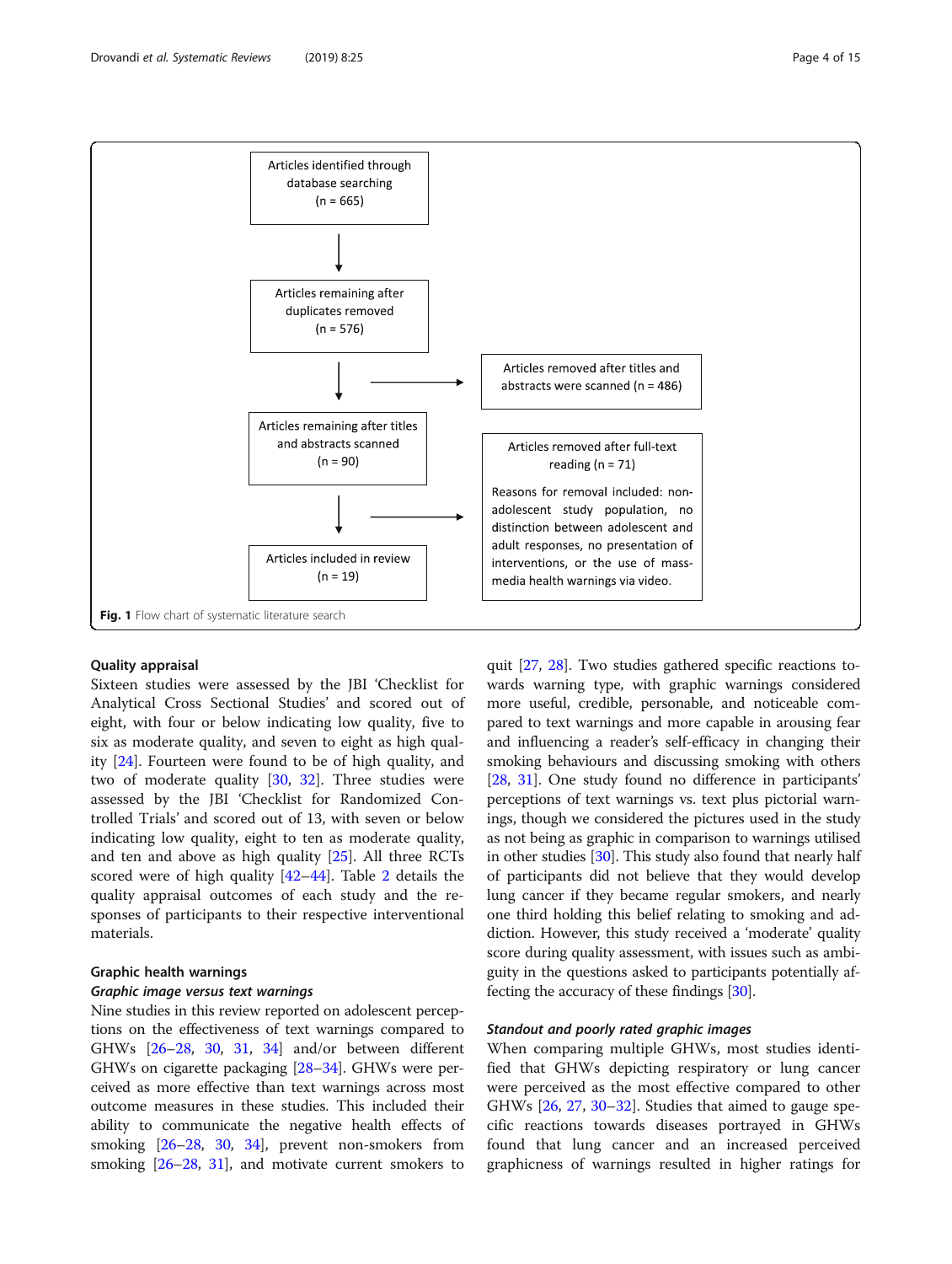Articles identified through database searching (n = 665)

Articles remaining after duplicates removed (n = 576)

Articles removed after titles and abstracts were scanned (n = 486)

Articles remaining after titles and abstracts scanned (n = 90)

Articles removed after full-text reading (n = 71)

Reasons for removal included: non-adolescent study population, no distinction between adolescent and adult responses, no presentation of interventions, or the use of mass-media health warnings via video.

Articles included in review (n = 19)

**Fig. 1** Flow chart of systematic literature search

### Quality appraisal

Sixteen studies were assessed by the JBI 'Checklist for Analytical Cross Sectional Studies' and scored out of eight, with four or below indicating low quality, five to six as moderate quality, and seven to eight as high quality [24]. Fourteen were found to be of high quality, and two of moderate quality [30, 32]. Three studies were assessed by the JBI 'Checklist for Randomized Controlled Trials' and scored out of 13, with seven or below indicating low quality, eight to ten as moderate quality, and ten and above as high quality [25]. All three RCTs scored were of high quality [42–44]. Table 2 details the quality appraisal outcomes of each study and the responses of participants to their respective interventional materials.

### Graphic health warnings

#### *Graphic image versus text warnings*

Nine studies in this review reported on adolescent perceptions on the effectiveness of text warnings compared to GHWs [26–28, 30, 31, 34] and/or between different GHWs on cigarette packaging [28–34]. GHWs were perceived as more effective than text warnings across most outcome measures in these studies. This included their ability to communicate the negative health effects of smoking [26–28, 30, 34], prevent non-smokers from smoking [26–28, 31], and motivate current smokers to quit [27, 28]. Two studies gathered specific reactions towards warning type, with graphic warnings considered more useful, credible, personable, and noticeable compared to text warnings and more capable in arousing fear and influencing a reader's self-efficacy in changing their smoking behaviours and discussing smoking with others [28, 31]. One study found no difference in participants' perceptions of text warnings vs. text plus pictorial warnings, though we considered the pictures used in the study as not being as graphic in comparison to warnings utilised in other studies [30]. This study also found that nearly half of participants did not believe that they would develop lung cancer if they became regular smokers, and nearly one third holding this belief relating to smoking and addiction. However, this study received a 'moderate' quality score during quality assessment, with issues such as ambiguity in the questions asked to participants potentially affecting the accuracy of these findings [30].

#### *Standout and poorly rated graphic images*

When comparing multiple GHWs, most studies identified that GHWs depicting respiratory or lung cancer were perceived as the most effective compared to other GHWs [26, 27, 30–32]. Studies that aimed to gauge specific reactions towards diseases portrayed in GHWs found that lung cancer and an increased perceived graphicness of warnings resulted in higher ratings for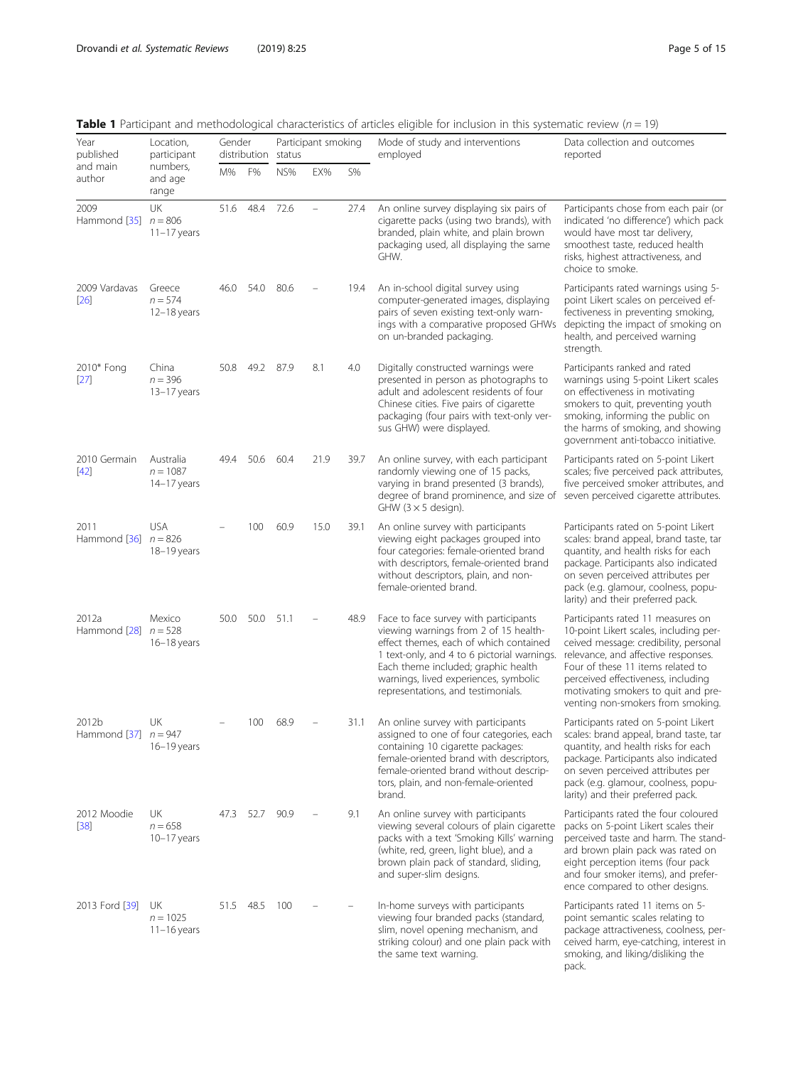**Table 1** Participant and methodological characteristics of articles eligible for inclusion in this systematic review ($n = 19$)

| Year published and main author | Location, participant numbers, and age range | Gender distribution | | Participant smoking status | | | Mode of study and interventions employed | Data collection and outcomes reported |
|---|---|---|---|---|---|---|---|---|
| | | M% | F% | NS% | EX% | S% | | |
| 2009 Hammond [35] | UK $n = 806$ 11–17 years | 51.6 | 48.4 | 72.6 | – | 27.4 | An online survey displaying six pairs of cigarette packs (using two brands), with branded, plain white, and plain brown packaging used, all displaying the same GHW. | Participants chose from each pair (or indicated 'no difference') which pack would have most tar delivery, smoothest taste, reduced health risks, highest attractiveness, and choice to smoke. |
| 2009 Vardavas [26] | Greece $n = 574$ 12–18 years | 46.0 | 54.0 | 80.6 | – | 19.4 | An in-school digital survey using computer-generated images, displaying pairs of seven existing text-only warnings with a comparative proposed GHWs on un-branded packaging. | Participants rated warnings using 5-point Likert scales on perceived effectiveness in preventing smoking, depicting the impact of smoking on health, and perceived warning strength. |
| 2010* Fong [27] | China $n = 396$ 13–17 years | 50.8 | 49.2 | 87.9 | 8.1 | 4.0 | Digitally constructed warnings were presented in person as photographs to adult and adolescent residents of four Chinese cities. Five pairs of cigarette packaging (four pairs with text-only versus GHW) were displayed. | Participants ranked and rated warnings using 5-point Likert scales on effectiveness in motivating smokers to quit, preventing youth smoking, informing the public on the harms of smoking, and showing government anti-tobacco initiative. |
| 2010 Germain [42] | Australia $n = 1087$ 14–17 years | 49.4 | 50.6 | 60.4 | 21.9 | 39.7 | An online survey, with each participant randomly viewing one of 15 packs, varying in brand presented (3 brands), degree of brand prominence, and size of GHW (3 × 5 design). | Participants rated on 5-point Likert scales; five perceived pack attributes, five perceived smoker attributes, and seven perceived cigarette attributes. |
| 2011 Hammond [36] | USA $n = 826$ 18–19 years | – | 100 | 60.9 | 15.0 | 39.1 | An online survey with participants viewing eight packages grouped into four categories: female-oriented brand with descriptors, female-oriented brand without descriptors, plain, and non-female-oriented brand. | Participants rated on 5-point Likert scales: brand appeal, brand taste, tar quantity, and health risks for each package. Participants also indicated on seven perceived attributes per pack (e.g. glamour, coolness, popularity) and their preferred pack. |
| 2012a Hammond [28] | Mexico $n = 528$ 16–18 years | 50.0 | 50.0 | 51.1 | – | 48.9 | Face to face survey with participants viewing warnings from 2 of 15 health-effect themes, each of which contained 1 text-only, and 4 to 6 pictorial warnings. Each theme included; graphic health warnings, lived experiences, symbolic representations, and testimonials. | Participants rated 11 measures on 10-point Likert scales, including perceived message: credibility, personal relevance, and affective responses. Four of these 11 items related to perceived effectiveness, including motivating smokers to quit and preventing non-smokers from smoking. |
| 2012b Hammond [37] | UK $n = 947$ 16–19 years | – | 100 | 68.9 | – | 31.1 | An online survey with participants assigned to one of four categories, each containing 10 cigarette packages: female-oriented brand with descriptors, female-oriented brand without descriptors, plain, and non-female-oriented brand. | Participants rated on 5-point Likert scales: brand appeal, brand taste, tar quantity, and health risks for each package. Participants also indicated on seven perceived attributes per pack (e.g. glamour, coolness, popularity) and their preferred pack. |
| 2012 Moodie [38] | UK $n = 658$ 10–17 years | 47.3 | 52.7 | 90.9 | – | 9.1 | An online survey with participants viewing several colours of plain cigarette packs with a text 'Smoking Kills' warning (white, red, green, light blue), and a brown plain pack of standard, sliding, and super-slim designs. | Participants rated the four coloured packs on 5-point Likert scales their perceived taste and harm. The standard brown plain pack was rated on eight perception items (four pack and four smoker items), and preference compared to other designs. |
| 2013 Ford [39] | UK $n = 1025$ 11–16 years | 51.5 | 48.5 | 100 | – | – | In-home surveys with participants viewing four branded packs (standard, slim, novel opening mechanism, and striking colour) and one plain pack with the same text warning. | Participants rated 11 items on 5-point semantic scales relating to package attractiveness, coolness, perceived harm, eye-catching, interest in smoking, and liking/disliking the pack. |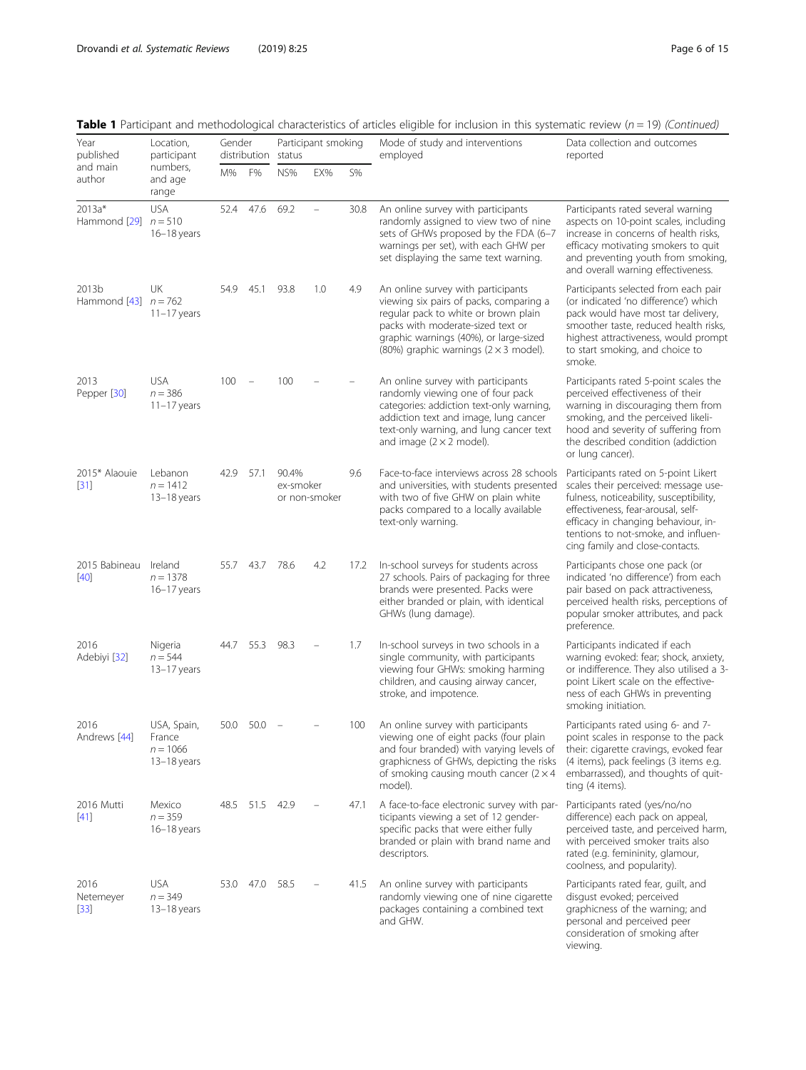**Table 1** Participant and methodological characteristics of articles eligible for inclusion in this systematic review (*n* = 19) *(Continued)*

| Year published and main author | Location, participant numbers, and age range | Gender distribution | | Participant smoking status | | | Mode of study and interventions employed | Data collection and outcomes reported |
|---|---|---|---|---|---|---|---|---|
| | | M% | F% | NS% | EX% | S% | | |
| 2013a* Hammond [29] | USA *n* = 510 16–18 years | 52.4 | 47.6 | 69.2 | – | 30.8 | An online survey with participants randomly assigned to view two of nine sets of GHWs proposed by the FDA (6–7 warnings per set), with each GHW per set displaying the same text warning. | Participants rated several warning aspects on 10-point scales, including increase in concerns of health risks, efficacy motivating smokers to quit and preventing youth from smoking, and overall warning effectiveness. |
| 2013b Hammond [43] | UK *n* = 762 11–17 years | 54.9 | 45.1 | 93.8 | 1.0 | 4.9 | An online survey with participants viewing six pairs of packs, comparing a regular pack to white or brown plain packs with moderate-sized text or graphic warnings (40%), or large-sized (80%) graphic warnings (2 × 3 model). | Participants selected from each pair (or indicated 'no difference') which pack would have most tar delivery, smoother taste, reduced health risks, highest attractiveness, would prompt to start smoking, and choice to smoke. |
| 2013 Pepper [30] | USA *n* = 386 11–17 years | 100 | – | 100 | – | – | An online survey with participants randomly viewing one of four pack categories: addiction text-only warning, addiction text and image, lung cancer text-only warning, and lung cancer text and image (2 × 2 model). | Participants rated 5-point scales the perceived effectiveness of their warning in discouraging them from smoking, and the perceived likelihood and severity of suffering from the described condition (addiction or lung cancer). |
| 2015* Alaouie [31] | Lebanon *n* = 1412 13–18 years | 42.9 | 57.1 | 90.4% ex-smoker or non-smoker | | 9.6 | Face-to-face interviews across 28 schools and universities, with students presented with two of five GHW on plain white packs compared to a locally available text-only warning. | Participants rated on 5-point Likert scales their perceived: message usefulness, noticeability, susceptibility, effectiveness, fear-arousal, self-efficacy in changing behaviour, intentions to not-smoke, and influencing family and close-contacts. |
| 2015 Babineau [40] | Ireland *n* = 1378 16–17 years | 55.7 | 43.7 | 78.6 | 4.2 | 17.2 | In-school surveys for students across 27 schools. Pairs of packaging for three brands were presented. Packs were either branded or plain, with identical GHWs (lung damage). | Participants chose one pack (or indicated 'no difference') from each pair based on pack attractiveness, perceived health risks, perceptions of popular smoker attributes, and pack preference. |
| 2016 Adebiyi [32] | Nigeria *n* = 544 13–17 years | 44.7 | 55.3 | 98.3 | – | 1.7 | In-school surveys in two schools in a single community, with participants viewing four GHWs: smoking harming children, and causing airway cancer, stroke, and impotence. | Participants indicated if each warning evoked: fear; shock, anxiety, or indifference. They also utilised a 3-point Likert scale on the effectiveness of each GHWs in preventing smoking initiation. |
| 2016 Andrews [44] | USA, Spain, France *n* = 1066 13–18 years | 50.0 | 50.0 | – | – | 100 | An online survey with participants viewing one of eight packs (four plain and four branded) with varying levels of graphicness of GHWs, depicting the risks of smoking causing mouth cancer (2 × 4 model). | Participants rated using 6- and 7-point scales in response to the pack their: cigarette cravings, evoked fear (4 items), pack feelings (3 items e.g. embarrassed), and thoughts of quitting (4 items). |
| 2016 Mutti [41] | Mexico *n* = 359 16–18 years | 48.5 | 51.5 | 42.9 | – | 47.1 | A face-to-face electronic survey with participants viewing a set of 12 gender-specific packs that were either fully branded or plain with brand name and descriptors. | Participants rated (yes/no/no difference) each pack on appeal, perceived taste, and perceived harm, with perceived smoker traits also rated (e.g. femininity, glamour, coolness, and popularity). |
| 2016 Netemeyer [33] | USA *n* = 349 13–18 years | 53.0 | 47.0 | 58.5 | – | 41.5 | An online survey with participants randomly viewing one of nine cigarette packages containing a combined text and GHW. | Participants rated fear, guilt, and disgust evoked; perceived graphicness of the warning; and personal and perceived peer consideration of smoking after viewing. |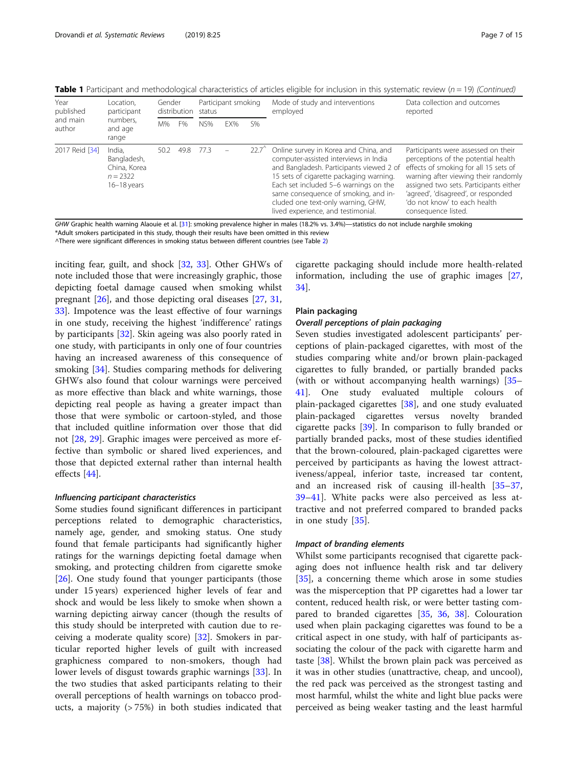**Table 1** Participant and methodological characteristics of articles eligible for inclusion in this systematic review (*n* = 19) *(Continued)*

| Year published and main author | Location, participant numbers, and age range | Gender distribution | | Participant smoking status | | | Mode of study and interventions employed | Data collection and outcomes reported |
|---|---|---|---|---|---|---|---|---|
| | | M% | F% | NS% | EX% | S% | | |
| 2017 Reid [34] | India, Bangladesh, China, Korea n = 2322 16–18 years | 50.2 | 49.8 | 77.3 | – | 22.7^ | Online survey in Korea and China, and computer-assisted interviews in India and Bangladesh. Participants viewed 2 of 15 sets of cigarette packaging warning. Each set included 5–6 warnings on the same consequence of smoking, and included one text-only warning, GHW, lived experience, and testimonial. | Participants were assessed on their perceptions of the potential health effects of smoking for all 15 sets of warning after viewing their randomly assigned two sets. Participants either 'agreed', 'disagreed', or responded 'do not know' to each health consequence listed. |

*GHW* Graphic health warning Alaouie et al. [31]: smoking prevalence higher in males (18.2% vs. 3.4%)—statistics do not include narghile smoking
*Adult smokers participated in this study, though their results have been omitted in this review
^There were significant differences in smoking status between different countries (see Table 2)

inciting fear, guilt, and shock [32, 33]. Other GHWs of note included those that were increasingly graphic, those depicting foetal damage caused when smoking whilst pregnant [26], and those depicting oral diseases [27, 31, 33]. Impotence was the least effective of four warnings in one study, receiving the highest 'indifference' ratings by participants [32]. Skin ageing was also poorly rated in one study, with participants in only one of four countries having an increased awareness of this consequence of smoking [34]. Studies comparing methods for delivering GHWs also found that colour warnings were perceived as more effective than black and white warnings, those depicting real people as having a greater impact than those that were symbolic or cartoon-styled, and those that included quitline information over those that did not [28, 29]. Graphic images were perceived as more effective than symbolic or shared lived experiences, and those that depicted external rather than internal health effects [44].

#### *Influencing participant characteristics*

Some studies found significant differences in participant perceptions related to demographic characteristics, namely age, gender, and smoking status. One study found that female participants had significantly higher ratings for the warnings depicting foetal damage when smoking, and protecting children from cigarette smoke [26]. One study found that younger participants (those under 15 years) experienced higher levels of fear and shock and would be less likely to smoke when shown a warning depicting airway cancer (though the results of this study should be interpreted with caution due to receiving a moderate quality score) [32]. Smokers in particular reported higher levels of guilt with increased graphicness compared to non-smokers, though had lower levels of disgust towards graphic warnings [33]. In the two studies that asked participants relating to their overall perceptions of health warnings on tobacco products, a majority (> 75%) in both studies indicated that cigarette packaging should include more health-related information, including the use of graphic images [27, 34].

### Plain packaging

#### *Overall perceptions of plain packaging*

Seven studies investigated adolescent participants' perceptions of plain-packaged cigarettes, with most of the studies comparing white and/or brown plain-packaged cigarettes to fully branded, or partially branded packs (with or without accompanying health warnings) [35–41]. One study evaluated multiple colours of plain-packaged cigarettes [38], and one study evaluated plain-packaged cigarettes versus novelty branded cigarette packs [39]. In comparison to fully branded or partially branded packs, most of these studies identified that the brown-coloured, plain-packaged cigarettes were perceived by participants as having the lowest attractiveness/appeal, inferior taste, increased tar content, and an increased risk of causing ill-health [35–37, 39–41]. White packs were also perceived as less attractive and not preferred compared to branded packs in one study [35].

#### *Impact of branding elements*

Whilst some participants recognised that cigarette packaging does not influence health risk and tar delivery [35], a concerning theme which arose in some studies was the misperception that PP cigarettes had a lower tar content, reduced health risk, or were better tasting compared to branded cigarettes [35, 36, 38]. Colouration used when plain packaging cigarettes was found to be a critical aspect in one study, with half of participants associating the colour of the pack with cigarette harm and taste [38]. Whilst the brown plain pack was perceived as it was in other studies (unattractive, cheap, and uncool), the red pack was perceived as the strongest tasting and most harmful, whilst the white and light blue packs were perceived as being weaker tasting and the least harmful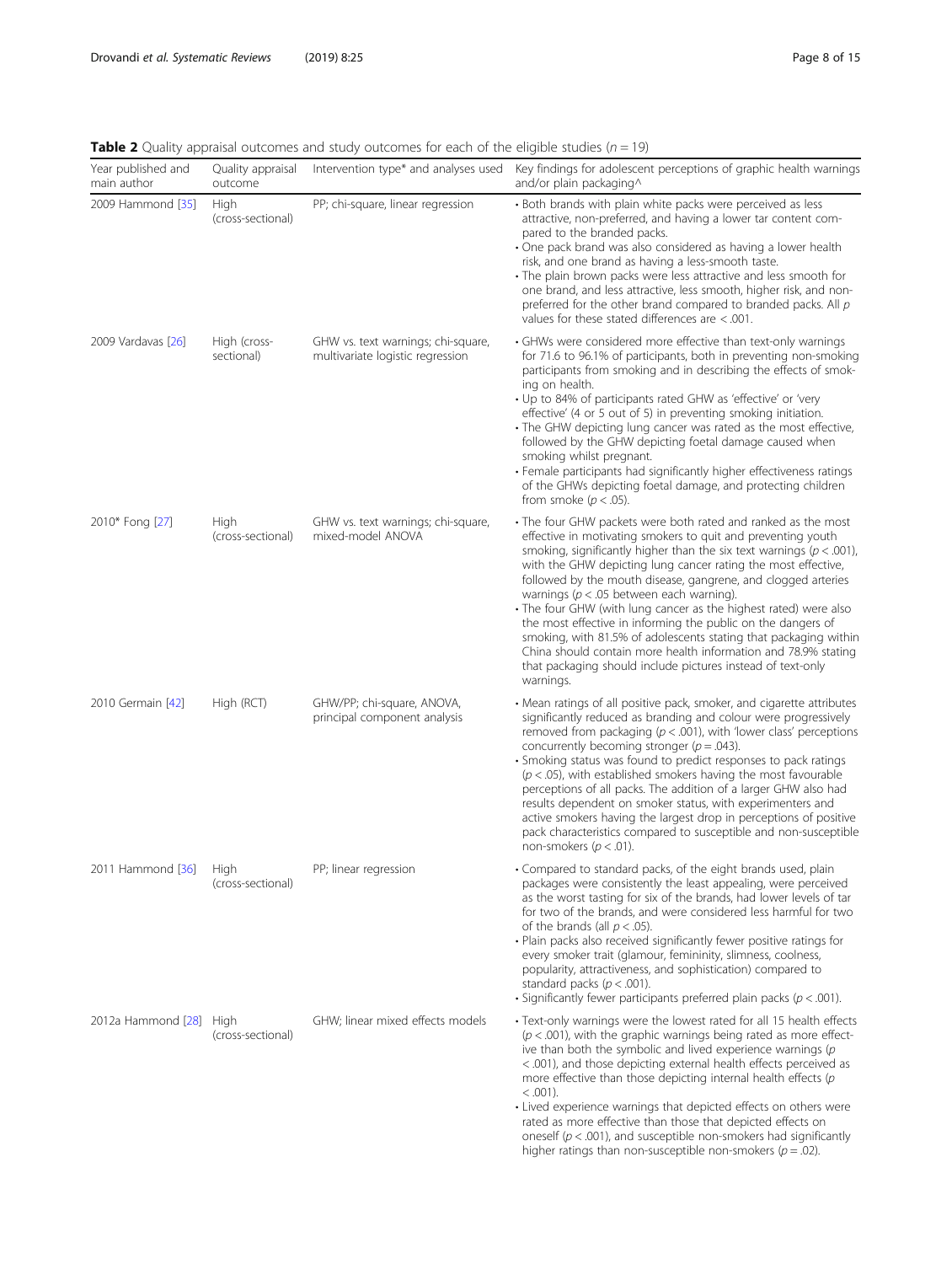**Table 2** Quality appraisal outcomes and study outcomes for each of the eligible studies ($n = 19$)

| Year published and main author | Quality appraisal outcome | Intervention type* and analyses used | Key findings for adolescent perceptions of graphic health warnings and/or plain packaging^ |
|---|---|---|---|
| 2009 Hammond [35] | High (cross-sectional) | PP; chi-square, linear regression | • Both brands with plain white packs were perceived as less attractive, non-preferred, and having a lower tar content compared to the branded packs.<br>• One pack brand was also considered as having a lower health risk, and one brand as having a less-smooth taste.<br>• The plain brown packs were less attractive and less smooth for one brand, and less attractive, less smooth, higher risk, and non-preferred for the other brand compared to branded packs. All $p$ values for these stated differences are $< .001$. |
| 2009 Vardavas [26] | High (cross-sectional) | GHW vs. text warnings; chi-square, multivariate logistic regression | • GHWs were considered more effective than text-only warnings for 71.6 to 96.1% of participants, both in preventing non-smoking participants from smoking and in describing the effects of smoking on health.<br>• Up to 84% of participants rated GHW as 'effective' or 'very effective' (4 or 5 out of 5) in preventing smoking initiation.<br>• The GHW depicting lung cancer was rated as the most effective, followed by the GHW depicting foetal damage caused when smoking whilst pregnant.<br>• Female participants had significantly higher effectiveness ratings of the GHWs depicting foetal damage, and protecting children from smoke ($p < .05$). |
| 2010* Fong [27] | High (cross-sectional) | GHW vs. text warnings; chi-square, mixed-model ANOVA | • The four GHW packets were both rated and ranked as the most effective in motivating smokers to quit and preventing youth smoking, significantly higher than the six text warnings ($p < .001$), with the GHW depicting lung cancer rating the most effective, followed by the mouth disease, gangrene, and clogged arteries warnings ($p < .05$ between each warning).<br>• The four GHW (with lung cancer as the highest rated) were also the most effective in informing the public on the dangers of smoking, with 81.5% of adolescents stating that packaging within China should contain more health information and 78.9% stating that packaging should include pictures instead of text-only warnings. |
| 2010 Germain [42] | High (RCT) | GHW/PP; chi-square, ANOVA, principal component analysis | • Mean ratings of all positive pack, smoker, and cigarette attributes significantly reduced as branding and colour were progressively removed from packaging ($p < .001$), with 'lower class' perceptions concurrently becoming stronger ($p = .043$).<br>• Smoking status was found to predict responses to pack ratings ($p < .05$), with established smokers having the most favourable perceptions of all packs. The addition of a larger GHW also had results dependent on smoker status, with experimenters and active smokers having the largest drop in perceptions of positive pack characteristics compared to susceptible and non-susceptible non-smokers ($p < .01$). |
| 2011 Hammond [36] | High (cross-sectional) | PP; linear regression | • Compared to standard packs, of the eight brands used, plain packages were consistently the least appealing, were perceived as the worst tasting for six of the brands, had lower levels of tar for two of the brands, and were considered less harmful for two of the brands (all $p < .05$).<br>• Plain packs also received significantly fewer positive ratings for every smoker trait (glamour, femininity, slimness, coolness, popularity, attractiveness, and sophistication) compared to standard packs ($p < .001$).<br>• Significantly fewer participants preferred plain packs ($p < .001$). |
| 2012a Hammond [28] | High (cross-sectional) | GHW; linear mixed effects models | • Text-only warnings were the lowest rated for all 15 health effects ($p < .001$), with the graphic warnings being rated as more effective than both the symbolic and lived experience warnings ($p < .001$), and those depicting external health effects perceived as more effective than those depicting internal health effects ($p < .001$).<br>• Lived experience warnings that depicted effects on others were rated as more effective than those that depicted effects on oneself ($p < .001$), and susceptible non-smokers had significantly higher ratings than non-susceptible non-smokers ($p = .02$). |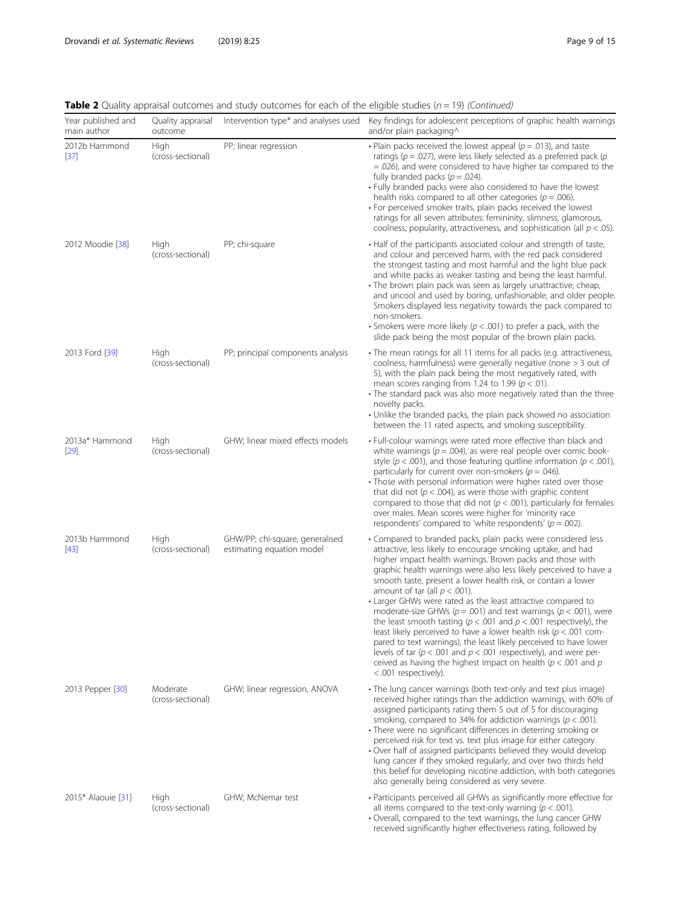**Table 2** Quality appraisal outcomes and study outcomes for each of the eligible studies ($n = 19$) *(Continued)*

| Year published and main author | Quality appraisal outcome | Intervention type* and analyses used | Key findings for adolescent perceptions of graphic health warnings and/or plain packaging^ |
|---|---|---|---|
| 2012b Hammond [37] | High (cross-sectional) | PP; linear regression | • Plain packs received the lowest appeal ($p = .013$), and taste ratings ($p = .027$), were less likely selected as a preferred pack ($p = .026$), and were considered to have higher tar compared to the fully branded packs ($p = .024$).<br>• Fully branded packs were also considered to have the lowest health risks compared to all other categories ($p = .006$).<br>• For perceived smoker traits, plain packs received the lowest ratings for all seven attributes: femininity, slimness, glamorous, coolness, popularity, attractiveness, and sophistication (all $p < .05$). |
| 2012 Moodie [38] | High (cross-sectional) | PP; chi-square | • Half of the participants associated colour and strength of taste, and colour and perceived harm, with the red pack considered the strongest tasting and most harmful and the light blue pack and white packs as weaker tasting and being the least harmful.<br>• The brown plain pack was seen as largely unattractive, cheap, and uncool and used by boring, unfashionable, and older people. Smokers displayed less negativity towards the pack compared to non-smokers.<br>• Smokers were more likely ($p < .001$) to prefer a pack, with the slide pack being the most popular of the brown plain packs. |
| 2013 Ford [39] | High (cross-sectional) | PP; principal components analysis | • The mean ratings for all 11 items for all packs (e.g. attractiveness, coolness, harmfulness) were generally negative (none > 3 out of 5), with the plain pack being the most negatively rated, with mean scores ranging from 1.24 to 1.99 ($p < .01$).<br>• The standard pack was also more negatively rated than the three novelty packs.<br>• Unlike the branded packs, the plain pack showed no association between the 11 rated aspects, and smoking susceptibility. |
| 2013a* Hammond [29] | High (cross-sectional) | GHW; linear mixed effects models | • Full-colour warnings were rated more effective than black and white warnings ($p = .004$), as were real people over comic book-style ($p < .001$), and those featuring quitline information ($p < .001$), particularly for current over non-smokers ($p = .046$).<br>• Those with personal information were higher rated over those that did not ($p < .004$), as were those with graphic content compared to those that did not ($p < .001$), particularly for females over males. Mean scores were higher for 'minority race respondents' compared to 'white respondents' ($p = .002$). |
| 2013b Hammond [43] | High (cross-sectional) | GHW/PP; chi-square, generalised estimating equation model | • Compared to branded packs, plain packs were considered less attractive, less likely to encourage smoking uptake, and had higher impact health warnings. Brown packs and those with graphic health warnings were also less likely perceived to have a smooth taste, present a lower health risk, or contain a lower amount of tar (all $p < .001$).<br>• Larger GHWs were rated as the least attractive compared to moderate-size GHWs ($p = .001$) and text warnings ($p < .001$), were the least smooth tasting ($p < .001$ and $p < .001$ respectively), the least likely perceived to have a lower health risk ($p < .001$ compared to text warnings), the least likely perceived to have lower levels of tar ($p < .001$ and $p < .001$ respectively), and were perceived as having the highest impact on health ($p < .001$ and $p < .001$ respectively). |
| 2013 Pepper [30] | Moderate (cross-sectional) | GHW; linear regression, ANOVA | • The lung cancer warnings (both text-only and text plus image) received higher ratings than the addiction warnings, with 60% of assigned participants rating them 5 out of 5 for discouraging smoking, compared to 34% for addiction warnings ($p < .001$).<br>• There were no significant differences in deterring smoking or perceived risk for text vs. text plus image for either category.<br>• Over half of assigned participants believed they would develop lung cancer if they smoked regularly, and over two thirds held this belief for developing nicotine addiction, with both categories also generally being considered as very severe. |
| 2015* Alaouie [31] | High (cross-sectional) | GHW; McNemar test | • Participants perceived all GHWs as significantly more effective for all items compared to the text-only warning ($p < .001$).<br>• Overall, compared to the text warnings, the lung cancer GHW received significantly higher effectiveness rating, followed by |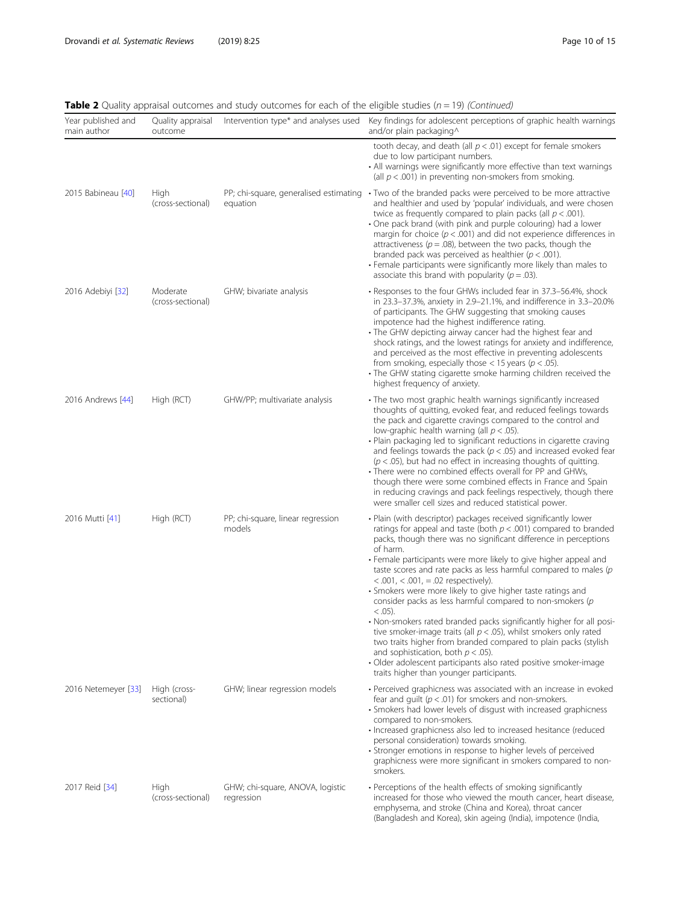**Table 2** Quality appraisal outcomes and study outcomes for each of the eligible studies ($n = 19$) *(Continued)*

| Year published and main author | Quality appraisal outcome | Intervention type* and analyses used | Key findings for adolescent perceptions of graphic health warnings and/or plain packaging^ |
|---|---|---|---|
| | | | tooth decay, and death (all $p < .01$) except for female smokers due to low participant numbers.<br>• All warnings were significantly more effective than text warnings (all $p < .001$) in preventing non-smokers from smoking. |
| 2015 Babineau [40] | High (cross-sectional) | PP; chi-square, generalised estimating equation | • Two of the branded packs were perceived to be more attractive and healthier and used by 'popular' individuals, and were chosen twice as frequently compared to plain packs (all $p < .001$).<br>• One pack brand (with pink and purple colouring) had a lower margin for choice ($p < .001$) and did not experience differences in attractiveness ($p = .08$), between the two packs, though the branded pack was perceived as healthier ($p < .001$).<br>• Female participants were significantly more likely than males to associate this brand with popularity ($p = .03$). |
| 2016 Adebiyi [32] | Moderate (cross-sectional) | GHW; bivariate analysis | • Responses to the four GHWs included fear in 37.3–56.4%, shock in 23.3–37.3%, anxiety in 2.9–21.1%, and indifference in 3.3–20.0% of participants. The GHW suggesting that smoking causes impotence had the highest indifference rating.<br>• The GHW depicting airway cancer had the highest fear and shock ratings, and the lowest ratings for anxiety and indifference, and perceived as the most effective in preventing adolescents from smoking, especially those < 15 years ($p < .05$).<br>• The GHW stating cigarette smoke harming children received the highest frequency of anxiety. |
| 2016 Andrews [44] | High (RCT) | GHW/PP; multivariate analysis | • The two most graphic health warnings significantly increased thoughts of quitting, evoked fear, and reduced feelings towards the pack and cigarette cravings compared to the control and low-graphic health warning (all $p < .05$).<br>• Plain packaging led to significant reductions in cigarette craving and feelings towards the pack ($p < .05$) and increased evoked fear ($p < .05$), but had no effect in increasing thoughts of quitting.<br>• There were no combined effects overall for PP and GHWs, though there were some combined effects in France and Spain in reducing cravings and pack feelings respectively, though there were smaller cell sizes and reduced statistical power. |
| 2016 Mutti [41] | High (RCT) | PP; chi-square, linear regression models | • Plain (with descriptor) packages received significantly lower ratings for appeal and taste (both $p < .001$) compared to branded packs, though there was no significant difference in perceptions of harm.<br>• Female participants were more likely to give higher appeal and taste scores and rate packs as less harmful compared to males ($p < .001$, $< .001$, $= .02$ respectively).<br>• Smokers were more likely to give higher taste ratings and consider packs as less harmful compared to non-smokers ($p < .05$).<br>• Non-smokers rated branded packs significantly higher for all positive smoker-image traits (all $p < .05$), whilst smokers only rated two traits higher from branded compared to plain packs (stylish and sophistication, both $p < .05$).<br>• Older adolescent participants also rated positive smoker-image traits higher than younger participants. |
| 2016 Netemeyer [33] | High (cross-sectional) | GHW; linear regression models | • Perceived graphicness was associated with an increase in evoked fear and guilt ($p < .01$) for smokers and non-smokers.<br>• Smokers had lower levels of disgust with increased graphicness compared to non-smokers.<br>• Increased graphicness also led to increased hesitance (reduced personal consideration) towards smoking.<br>• Stronger emotions in response to higher levels of perceived graphicness were more significant in smokers compared to non-smokers. |
| 2017 Reid [34] | High (cross-sectional) | GHW; chi-square, ANOVA, logistic regression | • Perceptions of the health effects of smoking significantly increased for those who viewed the mouth cancer, heart disease, emphysema, and stroke (China and Korea), throat cancer (Bangladesh and Korea), skin ageing (India), impotence (India, |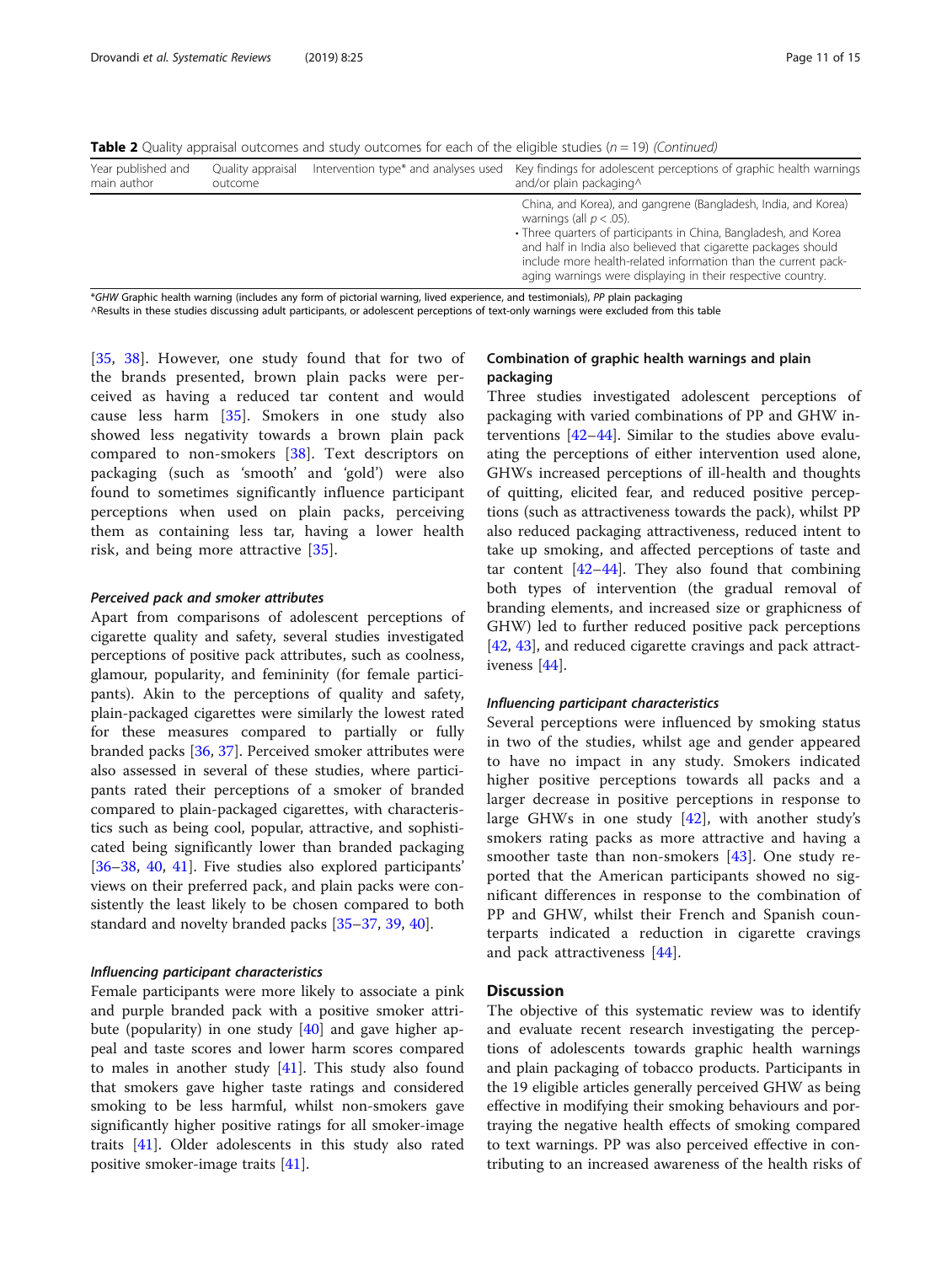**Table 2** Quality appraisal outcomes and study outcomes for each of the eligible studies ($n = 19$) *(Continued)*

| Year published and main author | Quality appraisal outcome | Intervention type* and analyses used | Key findings for adolescent perceptions of graphic health warnings and/or plain packaging^ |
|---|---|---|---|
| | | | China, and Korea), and gangrene (Bangladesh, India, and Korea) warnings (all $p < .05$).<br>• Three quarters of participants in China, Bangladesh, and Korea and half in India also believed that cigarette packages should include more health-related information than the current packaging warnings were displaying in their respective country. |

*GHW Graphic health warning (includes any form of pictorial warning, lived experience, and testimonials), PP plain packaging
^Results in these studies discussing adult participants, or adolescent perceptions of text-only warnings were excluded from this table

[35, 38]. However, one study found that for two of the brands presented, brown plain packs were perceived as having a reduced tar content and would cause less harm [35]. Smokers in one study also showed less negativity towards a brown plain pack compared to non-smokers [38]. Text descriptors on packaging (such as 'smooth' and 'gold') were also found to sometimes significantly influence participant perceptions when used on plain packs, perceiving them as containing less tar, having a lower health risk, and being more attractive [35].

#### *Perceived pack and smoker attributes*

Apart from comparisons of adolescent perceptions of cigarette quality and safety, several studies investigated perceptions of positive pack attributes, such as coolness, glamour, popularity, and femininity (for female participants). Akin to the perceptions of quality and safety, plain-packaged cigarettes were similarly the lowest rated for these measures compared to partially or fully branded packs [36, 37]. Perceived smoker attributes were also assessed in several of these studies, where participants rated their perceptions of a smoker of branded compared to plain-packaged cigarettes, with characteristics such as being cool, popular, attractive, and sophisticated being significantly lower than branded packaging [36–38, 40, 41]. Five studies also explored participants' views on their preferred pack, and plain packs were consistently the least likely to be chosen compared to both standard and novelty branded packs [35–37, 39, 40].

#### *Influencing participant characteristics*

Female participants were more likely to associate a pink and purple branded pack with a positive smoker attribute (popularity) in one study [40] and gave higher appeal and taste scores and lower harm scores compared to males in another study [41]. This study also found that smokers gave higher taste ratings and considered smoking to be less harmful, whilst non-smokers gave significantly higher positive ratings for all smoker-image traits [41]. Older adolescents in this study also rated positive smoker-image traits [41].

### Combination of graphic health warnings and plain packaging

Three studies investigated adolescent perceptions of packaging with varied combinations of PP and GHW interventions [42–44]. Similar to the studies above evaluating the perceptions of either intervention used alone, GHWs increased perceptions of ill-health and thoughts of quitting, elicited fear, and reduced positive perceptions (such as attractiveness towards the pack), whilst PP also reduced packaging attractiveness, reduced intent to take up smoking, and affected perceptions of taste and tar content [42–44]. They also found that combining both types of intervention (the gradual removal of branding elements, and increased size or graphicness of GHW) led to further reduced positive pack perceptions [42, 43], and reduced cigarette cravings and pack attractiveness [44].

#### *Influencing participant characteristics*

Several perceptions were influenced by smoking status in two of the studies, whilst age and gender appeared to have no impact in any study. Smokers indicated higher positive perceptions towards all packs and a larger decrease in positive perceptions in response to large GHWs in one study [42], with another study's smokers rating packs as more attractive and having a smoother taste than non-smokers [43]. One study reported that the American participants showed no significant differences in response to the combination of PP and GHW, whilst their French and Spanish counterparts indicated a reduction in cigarette cravings and pack attractiveness [44].

## Discussion

The objective of this systematic review was to identify and evaluate recent research investigating the perceptions of adolescents towards graphic health warnings and plain packaging of tobacco products. Participants in the 19 eligible articles generally perceived GHW as being effective in modifying their smoking behaviours and portraying the negative health effects of smoking compared to text warnings. PP was also perceived effective in contributing to an increased awareness of the health risks of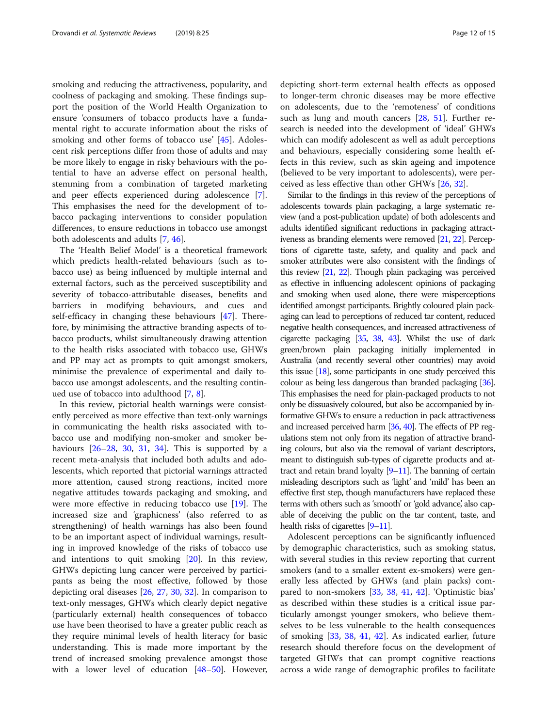smoking and reducing the attractiveness, popularity, and coolness of packaging and smoking. These findings support the position of the World Health Organization to ensure 'consumers of tobacco products have a fundamental right to accurate information about the risks of smoking and other forms of tobacco use' [45]. Adolescent risk perceptions differ from those of adults and may be more likely to engage in risky behaviours with the potential to have an adverse effect on personal health, stemming from a combination of targeted marketing and peer effects experienced during adolescence [7]. This emphasises the need for the development of tobacco packaging interventions to consider population differences, to ensure reductions in tobacco use amongst both adolescents and adults [7, 46].

The 'Health Belief Model' is a theoretical framework which predicts health-related behaviours (such as tobacco use) as being influenced by multiple internal and external factors, such as the perceived susceptibility and severity of tobacco-attributable diseases, benefits and barriers in modifying behaviours, and cues and self-efficacy in changing these behaviours [47]. Therefore, by minimising the attractive branding aspects of tobacco products, whilst simultaneously drawing attention to the health risks associated with tobacco use, GHWs and PP may act as prompts to quit amongst smokers, minimise the prevalence of experimental and daily tobacco use amongst adolescents, and the resulting continued use of tobacco into adulthood [7, 8].

In this review, pictorial health warnings were consistently perceived as more effective than text-only warnings in communicating the health risks associated with tobacco use and modifying non-smoker and smoker behaviours [26–28, 30, 31, 34]. This is supported by a recent meta-analysis that included both adults and adolescents, which reported that pictorial warnings attracted more attention, caused strong reactions, incited more negative attitudes towards packaging and smoking, and were more effective in reducing tobacco use [19]. The increased size and 'graphicness' (also referred to as strengthening) of health warnings has also been found to be an important aspect of individual warnings, resulting in improved knowledge of the risks of tobacco use and intentions to quit smoking [20]. In this review, GHWs depicting lung cancer were perceived by participants as being the most effective, followed by those depicting oral diseases [26, 27, 30, 32]. In comparison to text-only messages, GHWs which clearly depict negative (particularly external) health consequences of tobacco use have been theorised to have a greater public reach as they require minimal levels of health literacy for basic understanding. This is made more important by the trend of increased smoking prevalence amongst those with a lower level of education [48–50]. However, depicting short-term external health effects as opposed to longer-term chronic diseases may be more effective on adolescents, due to the 'remoteness' of conditions such as lung and mouth cancers [28, 51]. Further research is needed into the development of 'ideal' GHWs which can modify adolescent as well as adult perceptions and behaviours, especially considering some health effects in this review, such as skin ageing and impotence (believed to be very important to adolescents), were perceived as less effective than other GHWs [26, 32].

Similar to the findings in this review of the perceptions of adolescents towards plain packaging, a large systematic review (and a post-publication update) of both adolescents and adults identified significant reductions in packaging attractiveness as branding elements were removed [21, 22]. Perceptions of cigarette taste, safety, and quality and pack and smoker attributes were also consistent with the findings of this review [21, 22]. Though plain packaging was perceived as effective in influencing adolescent opinions of packaging and smoking when used alone, there were misperceptions identified amongst participants. Brightly coloured plain packaging can lead to perceptions of reduced tar content, reduced negative health consequences, and increased attractiveness of cigarette packaging [35, 38, 43]. Whilst the use of dark green/brown plain packaging initially implemented in Australia (and recently several other countries) may avoid this issue [18], some participants in one study perceived this colour as being less dangerous than branded packaging [36]. This emphasises the need for plain-packaged products to not only be dissuasively coloured, but also be accompanied by informative GHWs to ensure a reduction in pack attractiveness and increased perceived harm [36, 40]. The effects of PP regulations stem not only from its negation of attractive branding colours, but also via the removal of variant descriptors, meant to distinguish sub-types of cigarette products and attract and retain brand loyalty [9–11]. The banning of certain misleading descriptors such as 'light' and 'mild' has been an effective first step, though manufacturers have replaced these terms with others such as 'smooth' or 'gold advance', also capable of deceiving the public on the tar content, taste, and health risks of cigarettes [9–11].

Adolescent perceptions can be significantly influenced by demographic characteristics, such as smoking status, with several studies in this review reporting that current smokers (and to a smaller extent ex-smokers) were generally less affected by GHWs (and plain packs) compared to non-smokers [33, 38, 41, 42]. 'Optimistic bias' as described within these studies is a critical issue particularly amongst younger smokers, who believe themselves to be less vulnerable to the health consequences of smoking [33, 38, 41, 42]. As indicated earlier, future research should therefore focus on the development of targeted GHWs that can prompt cognitive reactions across a wide range of demographic profiles to facilitate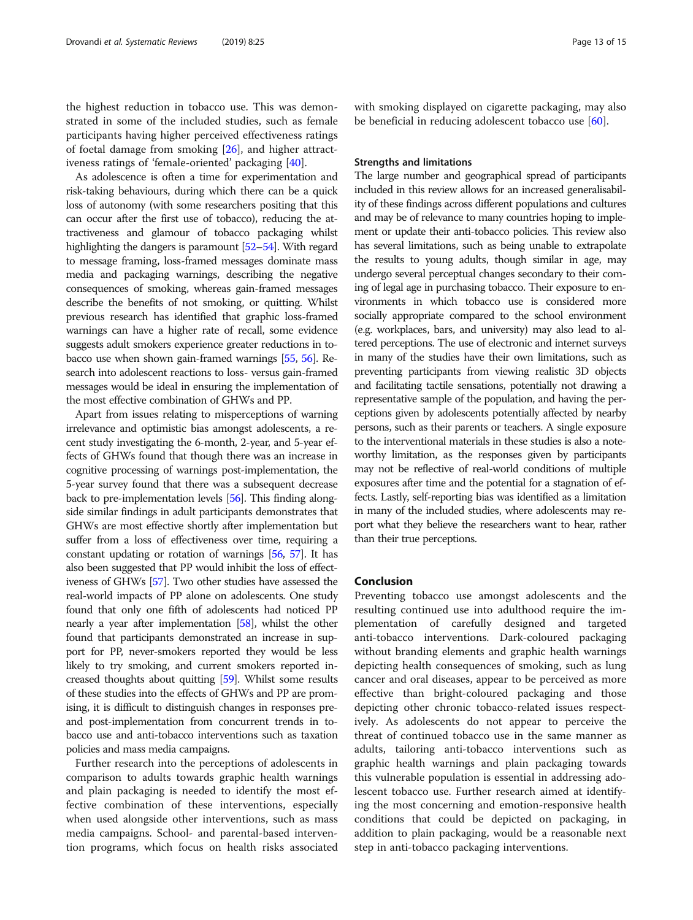the highest reduction in tobacco use. This was demonstrated in some of the included studies, such as female participants having higher perceived effectiveness ratings of foetal damage from smoking [26], and higher attractiveness ratings of 'female-oriented' packaging [40].

As adolescence is often a time for experimentation and risk-taking behaviours, during which there can be a quick loss of autonomy (with some researchers positing that this can occur after the first use of tobacco), reducing the attractiveness and glamour of tobacco packaging whilst highlighting the dangers is paramount [52–54]. With regard to message framing, loss-framed messages dominate mass media and packaging warnings, describing the negative consequences of smoking, whereas gain-framed messages describe the benefits of not smoking, or quitting. Whilst previous research has identified that graphic loss-framed warnings can have a higher rate of recall, some evidence suggests adult smokers experience greater reductions in tobacco use when shown gain-framed warnings [55, 56]. Research into adolescent reactions to loss- versus gain-framed messages would be ideal in ensuring the implementation of the most effective combination of GHWs and PP.

Apart from issues relating to misperceptions of warning irrelevance and optimistic bias amongst adolescents, a recent study investigating the 6-month, 2-year, and 5-year effects of GHWs found that though there was an increase in cognitive processing of warnings post-implementation, the 5-year survey found that there was a subsequent decrease back to pre-implementation levels [56]. This finding alongside similar findings in adult participants demonstrates that GHWs are most effective shortly after implementation but suffer from a loss of effectiveness over time, requiring a constant updating or rotation of warnings [56, 57]. It has also been suggested that PP would inhibit the loss of effectiveness of GHWs [57]. Two other studies have assessed the real-world impacts of PP alone on adolescents. One study found that only one fifth of adolescents had noticed PP nearly a year after implementation [58], whilst the other found that participants demonstrated an increase in support for PP, never-smokers reported they would be less likely to try smoking, and current smokers reported increased thoughts about quitting [59]. Whilst some results of these studies into the effects of GHWs and PP are promising, it is difficult to distinguish changes in responses pre- and post-implementation from concurrent trends in tobacco use and anti-tobacco interventions such as taxation policies and mass media campaigns.

Further research into the perceptions of adolescents in comparison to adults towards graphic health warnings and plain packaging is needed to identify the most effective combination of these interventions, especially when used alongside other interventions, such as mass media campaigns. School- and parental-based intervention programs, which focus on health risks associated with smoking displayed on cigarette packaging, may also be beneficial in reducing adolescent tobacco use [60].

### Strengths and limitations

The large number and geographical spread of participants included in this review allows for an increased generalisability of these findings across different populations and cultures and may be of relevance to many countries hoping to implement or update their anti-tobacco policies. This review also has several limitations, such as being unable to extrapolate the results to young adults, though similar in age, may undergo several perceptual changes secondary to their coming of legal age in purchasing tobacco. Their exposure to environments in which tobacco use is considered more socially appropriate compared to the school environment (e.g. workplaces, bars, and university) may also lead to altered perceptions. The use of electronic and internet surveys in many of the studies have their own limitations, such as preventing participants from viewing realistic 3D objects and facilitating tactile sensations, potentially not drawing a representative sample of the population, and having the perceptions given by adolescents potentially affected by nearby persons, such as their parents or teachers. A single exposure to the interventional materials in these studies is also a noteworthy limitation, as the responses given by participants may not be reflective of real-world conditions of multiple exposures after time and the potential for a stagnation of effects. Lastly, self-reporting bias was identified as a limitation in many of the included studies, where adolescents may report what they believe the researchers want to hear, rather than their true perceptions.

## Conclusion

Preventing tobacco use amongst adolescents and the resulting continued use into adulthood require the implementation of carefully designed and targeted anti-tobacco interventions. Dark-coloured packaging without branding elements and graphic health warnings depicting health consequences of smoking, such as lung cancer and oral diseases, appear to be perceived as more effective than bright-coloured packaging and those depicting other chronic tobacco-related issues respectively. As adolescents do not appear to perceive the threat of continued tobacco use in the same manner as adults, tailoring anti-tobacco interventions such as graphic health warnings and plain packaging towards this vulnerable population is essential in addressing adolescent tobacco use. Further research aimed at identifying the most concerning and emotion-responsive health conditions that could be depicted on packaging, in addition to plain packaging, would be a reasonable next step in anti-tobacco packaging interventions.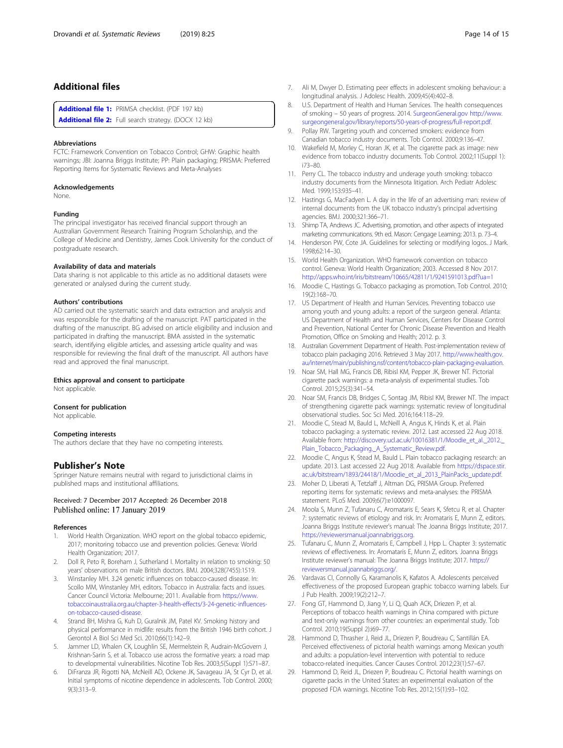## Additional files

**Additional file 1:** PRIMSA checklist. (PDF 197 kb)
**Additional file 2:** Full search strategy. (DOCX 12 kb)

### Abbreviations

FCTC: Framework Convention on Tobacco Control; GHW: Graphic health warnings; JBI: Joanna Briggs Institute; PP: Plain packaging; PRISMA: Preferred Reporting Items for Systematic Reviews and Meta-Analyses

### Acknowledgements

None.

### Funding

The principal investigator has received financial support through an Australian Government Research Training Program Scholarship, and the College of Medicine and Dentistry, James Cook University for the conduct of postgraduate research.

### Availability of data and materials

Data sharing is not applicable to this article as no additional datasets were generated or analysed during the current study.

### Authors' contributions

AD carried out the systematic search and data extraction and analysis and was responsible for the drafting of the manuscript. PAT participated in the drafting of the manuscript. BG advised on article eligibility and inclusion and participated in drafting the manuscript. BMA assisted in the systematic search, identifying eligible articles, and assessing article quality and was responsible for reviewing the final draft of the manuscript. All authors have read and approved the final manuscript.

### Ethics approval and consent to participate

Not applicable.

### Consent for publication

Not applicable.

### Competing interests

The authors declare that they have no competing interests.

## Publisher's Note

Springer Nature remains neutral with regard to jurisdictional claims in published maps and institutional affiliations.

Received: 7 December 2017 Accepted: 26 December 2018
Published online: 17 January 2019

### References

1. World Health Organization. WHO report on the global tobacco epidemic, 2017; monitoring tobacco use and prevention policies. Geneva: World Health Organization; 2017.
2. Doll R, Peto R, Boreham J, Sutherland I. Mortality in relation to smoking: 50 years' observations on male British doctors. BMJ. 2004;328(7455):1519.
3. Winstanley MH. 3.24 genetic influences on tobacco-caused disease. In: Scollo MM, Winstanley MH, editors. Tobacco in Australia: facts and issues. Cancer Council Victoria: Melbourne; 2011. Available from https://www.tobaccoinaustralia.org.au/chapter-3-health-effects/3-24-genetic-influences-on-tobacco-caused-disease.
4. Strand BH, Mishra G, Kuh D, Guralnik JM, Patel KV. Smoking history and physical performance in midlife: results from the British 1946 birth cohort. J Gerontol A Biol Sci Med Sci. 2010;66(1):142–9.
5. Jammer LD, Whalen CK, Loughlin SE, Mermelstein R, Audrain-McGovern J, Krishnan-Sarin S, et al. Tobacco use across the formative years: a road map to developmental vulnerabilities. Nicotine Tob Res. 2003;5(Suppl 1):S71–87.
6. DiFranza JR, Rigotti NA, McNeill AD, Ockene JK, Savageau JA, St Cyr D, et al. Initial symptoms of nicotine dependence in adolescents. Tob Control. 2000;9(3):313–9.
7. Ali M, Dwyer D. Estimating peer effects in adolescent smoking behaviour: a longitudinal analysis. J Adolesc Health. 2009;45(4):402–8.
8. U.S. Department of Health and Human Services. The health consequences of smoking – 50 years of progress. 2014. SurgeonGeneral.gov http://www.surgeongeneral.gov/library/reports/50-years-of-progress/full-report.pdf.
9. Pollay RW. Targeting youth and concerned smokers: evidence from Canadian tobacco industry documents. Tob Control. 2000;9:136–47.
10. Wakefield M, Morley C, Horan JK, et al. The cigarette pack as image: new evidence from tobacco industry documents. Tob Control. 2002;11(Suppl 1):i73–80.
11. Perry CL. The tobacco industry and underage youth smoking: tobacco industry documents from the Minnesota litigation. Arch Pediatr Adolesc Med. 1999;153:935–41.
12. Hastings G, MacFadyen L. A day in the life of an advertising man: review of internal documents from the UK tobacco industry's principal advertising agencies. BMJ. 2000;321:366–71.
13. Shimp TA, Andrews JC. Advertising, promotion, and other aspects of integrated marketing communications. 9th ed. Mason: Cengage Learning; 2013. p. 73–4.
14. Henderson PW, Cote JA. Guidelines for selecting or modifying logos. J Mark. 1998;62:14–30.
15. World Health Organization. WHO framework convention on tobacco control. Geneva: World Health Organization; 2003. Accessed 8 Nov 2017. http://apps.who.int/iris/bitstream/10665/42811/1/9241591013.pdf?ua=1
16. Moodie C, Hastings G. Tobacco packaging as promotion. Tob Control. 2010;19(2):168–70.
17. US Department of Health and Human Services. Preventing tobacco use among youth and young adults: a report of the surgeon general. Atlanta: US Department of Health and Human Services, Centers for Disease Control and Prevention, National Center for Chronic Disease Prevention and Health Promotion, Office on Smoking and Health; 2012. p. 3.
18. Australian Government Department of Health. Post-implementation review of tobacco plain packaging 2016. Retrieved 3 May 2017. http://www.health.gov.au/internet/main/publishing.nsf/content/tobacco-plain-packaging-evaluation.
19. Noar SM, Hall MG, Francis DB, Ribisl KM, Pepper JK, Brewer NT. Pictorial cigarette pack warnings: a meta-analysis of experimental studies. Tob Control. 2015;25(3):341–54.
20. Noar SM, Francis DB, Bridges C, Sontag JM, Ribisl KM, Brewer NT. The impact of strengthening cigarette pack warnings: systematic review of longitudinal observational studies. Soc Sci Med. 2016;164:118–29.
21. Moodie C, Stead M, Bauld L, McNeill A, Angus K, Hinds K, et al. Plain tobacco packaging: a systematic review. 2012. Last accessed 22 Aug 2018. Available from: http://discovery.ucl.ac.uk/10016381/1/Moodie_et_al._2012._Plain_Tobacco_Packaging._A_Systematic_Review.pdf.
22. Moodie C, Angus K, Stead M, Bauld L. Plain tobacco packaging research: an update. 2013. Last accessed 22 Aug 2018. Available from https://dspace.stir.ac.uk/bitstream/1893/24418/1/Moodie_et_al_2013_PlainPacks_update.pdf.
23. Moher D, Liberati A, Tetzlaff J, Altman DG, PRISMA Group. Preferred reporting items for systematic reviews and meta-analyses: the PRISMA statement. PLoS Med. 2009;6(7):e1000097.
24. Moola S, Munn Z, Tufanaru C, Aromataris E, Sears K, Sfetcu R, et al. Chapter 7: systematic reviews of etiology and risk. In: Aromataris E, Munn Z, editors. Joanna Briggs Institute reviewer's manual: The Joanna Briggs Institute; 2017. https://reviewersmanual.joannabriggs.org.
25. Tufanaru C, Munn Z, Aromataris E, Campbell J, Hpp L. Chapter 3: systematic reviews of effectiveness. In: Aromataris E, Munn Z, editors. Joanna Briggs Institute reviewer's manual: The Joanna Briggs Institute; 2017. https://reviewersmanual.joannabriggs.org/.
26. Vardavas CI, Connolly G, Karamanolis K, Kafatos A. Adolescents perceived effectiveness of the proposed European graphic tobacco warning labels. Eur J Pub Health. 2009;19(2):212–7.
27. Fong GT, Hammond D, Jiang Y, Li Q, Quah ACK, Driezen P, et al. Perceptions of tobacco health warnings in China compared with picture and text-only warnings from other countries: an experimental study. Tob Control. 2010;19(Suppl 2):i69–77.
28. Hammond D, Thrasher J, Reid JL, Driezen P, Boudreau C, Santillán EA. Perceived effectiveness of pictorial health warnings among Mexican youth and adults: a population-level intervention with potential to reduce tobacco-related inequities. Cancer Causes Control. 2012;23(1):57–67.
29. Hammond D, Reid JL, Driezen P, Boudreau C. Pictorial health warnings on cigarette packs in the United States: an experimental evaluation of the proposed FDA warnings. Nicotine Tob Res. 2012;15(1):93–102.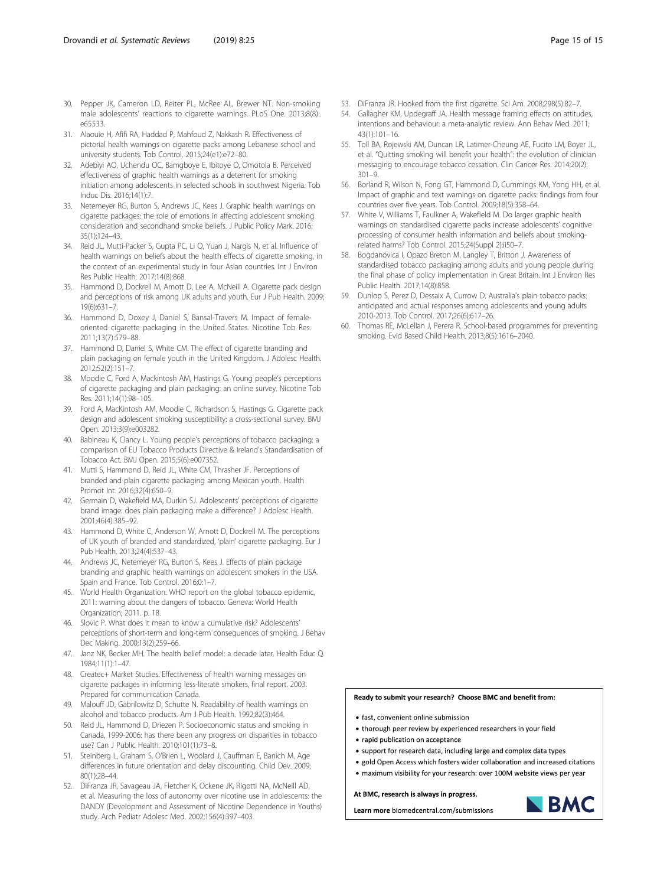30. Pepper JK, Cameron LD, Reiter PL, McRee AL, Brewer NT. Non-smoking male adolescents' reactions to cigarette warnings. PLoS One. 2013;8(8): e65533.
31. Alaouie H, Afifi RA, Haddad P, Mahfoud Z, Nakkash R. Effectiveness of pictorial health warnings on cigarette packs among Lebanese school and university students. Tob Control. 2015;24(e1):e72–80.
32. Adebiyi AO, Uchendu OC, Bamgboye E, Ibitoye O, Omotola B. Perceived effectiveness of graphic health warnings as a deterrent for smoking initiation among adolescents in selected schools in southwest Nigeria. Tob Induc Dis. 2016;14(1):7.
33. Netemeyer RG, Burton S, Andrews JC, Kees J. Graphic health warnings on cigarette packages: the role of emotions in affecting adolescent smoking consideration and secondhand smoke beliefs. J Public Policy Mark. 2016; 35(1):124–43.
34. Reid JL, Mutti-Packer S, Gupta PC, Li Q, Yuan J, Nargis N, et al. Influence of health warnings on beliefs about the health effects of cigarette smoking, in the context of an experimental study in four Asian countries. Int J Environ Res Public Health. 2017;14(8):868.
35. Hammond D, Dockrell M, Arnott D, Lee A, McNeill A. Cigarette pack design and perceptions of risk among UK adults and youth. Eur J Pub Health. 2009; 19(6):631–7.
36. Hammond D, Doxey J, Daniel S, Bansal-Travers M. Impact of female-oriented cigarette packaging in the United States. Nicotine Tob Res. 2011;13(7):579–88.
37. Hammond D, Daniel S, White CM. The effect of cigarette branding and plain packaging on female youth in the United Kingdom. J Adolesc Health. 2012;52(2):151–7.
38. Moodie C, Ford A, Mackintosh AM, Hastings G. Young people's perceptions of cigarette packaging and plain packaging: an online survey. Nicotine Tob Res. 2011;14(1):98–105.
39. Ford A, MacKintosh AM, Moodie C, Richardson S, Hastings G. Cigarette pack design and adolescent smoking susceptibility: a cross-sectional survey. BMJ Open. 2013;3(9):e003282.
40. Babineau K, Clancy L. Young people's perceptions of tobacco packaging: a comparison of EU Tobacco Products Directive & Ireland's Standardisation of Tobacco Act. BMJ Open. 2015;5(6):e007352.
41. Mutti S, Hammond D, Reid JL, White CM, Thrasher JF. Perceptions of branded and plain cigarette packaging among Mexican youth. Health Promot Int. 2016;32(4):650–9.
42. Germain D, Wakefield MA, Durkin SJ. Adolescents' perceptions of cigarette brand image: does plain packaging make a difference? J Adolesc Health. 2001;46(4):385–92.
43. Hammond D, White C, Anderson W, Arnott D, Dockrell M. The perceptions of UK youth of branded and standardized, 'plain' cigarette packaging. Eur J Pub Health. 2013;24(4):537–43.
44. Andrews JC, Netemeyer RG, Burton S, Kees J. Effects of plain package branding and graphic health warnings on adolescent smokers in the USA. Spain and France. Tob Control. 2016;0:1–7.
45. World Health Organization. WHO report on the global tobacco epidemic, 2011: warning about the dangers of tobacco. Geneva: World Health Organization; 2011. p. 18.
46. Slovic P. What does it mean to know a cumulative risk? Adolescents' perceptions of short-term and long-term consequences of smoking. J Behav Dec Making. 2000;13(2):259–66.
47. Janz NK, Becker MH. The health belief model: a decade later. Health Educ Q. 1984;11(1):1–47.
48. Createc+ Market Studies. Effectiveness of health warning messages on cigarette packages in informing less-literate smokers, final report. 2003. Prepared for communication Canada.
49. Malouff JD, Gabrilowitz D, Schutte N. Readability of health warnings on alcohol and tobacco products. Am J Pub Health. 1992;82(3):464.
50. Reid JL, Hammond D, Driezen P. Socioeconomic status and smoking in Canada, 1999-2006: has there been any progress on disparities in tobacco use? Can J Public Health. 2010;101(1):73–8.
51. Steinberg L, Graham S, O'Brien L, Woolard J, Cauffman E, Banich M. Age differences in future orientation and delay discounting. Child Dev. 2009; 80(1):28–44.
52. DiFranza JR, Savageau JA, Fletcher K, Ockene JK, Rigotti NA, McNeill AD, et al. Measuring the loss of autonomy over nicotine use in adolescents: the DANDY (Development and Assessment of Nicotine Dependence in Youths) study. Arch Pediatr Adolesc Med. 2002;156(4):397–403.
53. DiFranza JR. Hooked from the first cigarette. Sci Am. 2008;298(5):82–7.
54. Gallagher KM, Updegraff JA. Health message framing effects on attitudes, intentions and behaviour: a meta-analytic review. Ann Behav Med. 2011; 43(1):101–16.
55. Toll BA, Rojewski AM, Duncan LR, Latimer-Cheung AE, Fucito LM, Boyer JL, et al. "Quitting smoking will benefit your health": the evolution of clinician messaging to encourage tobacco cessation. Clin Cancer Res. 2014;20(2): 301–9.
56. Borland R, Wilson N, Fong GT, Hammond D, Cummings KM, Yong HH, et al. Impact of graphic and text warnings on cigarette packs: findings from four countries over five years. Tob Control. 2009;18(5):358–64.
57. White V, Williams T, Faulkner A, Wakefield M. Do larger graphic health warnings on standardised cigarette packs increase adolescents' cognitive processing of consumer health information and beliefs about smoking-related harms? Tob Control. 2015;24(Suppl 2):ii50–7.
58. Bogdanovica I, Opazo Breton M, Langley T, Britton J. Awareness of standardised tobacco packaging among adults and young people during the final phase of policy implementation in Great Britain. Int J Environ Res Public Health. 2017;14(8):858.
59. Dunlop S, Perez D, Dessaix A, Currow D. Australia's plain tobacco packs: anticipated and actual responses among adolescents and young adults 2010-2013. Tob Control. 2017;26(6):617–26.
60. Thomas RE, McLellan J, Perera R. School-based programmes for preventing smoking. Evid Based Child Health. 2013;8(5):1616–2040.

**Ready to submit your research? Choose BMC and benefit from:**

- fast, convenient online submission
- thorough peer review by experienced researchers in your field
- rapid publication on acceptance
- support for research data, including large and complex data types
- gold Open Access which fosters wider collaboration and increased citations
- maximum visibility for your research: over 100M website views per year

**At BMC, research is always in progress.**

**Learn more** biomedcentral.com/submissions

BMC